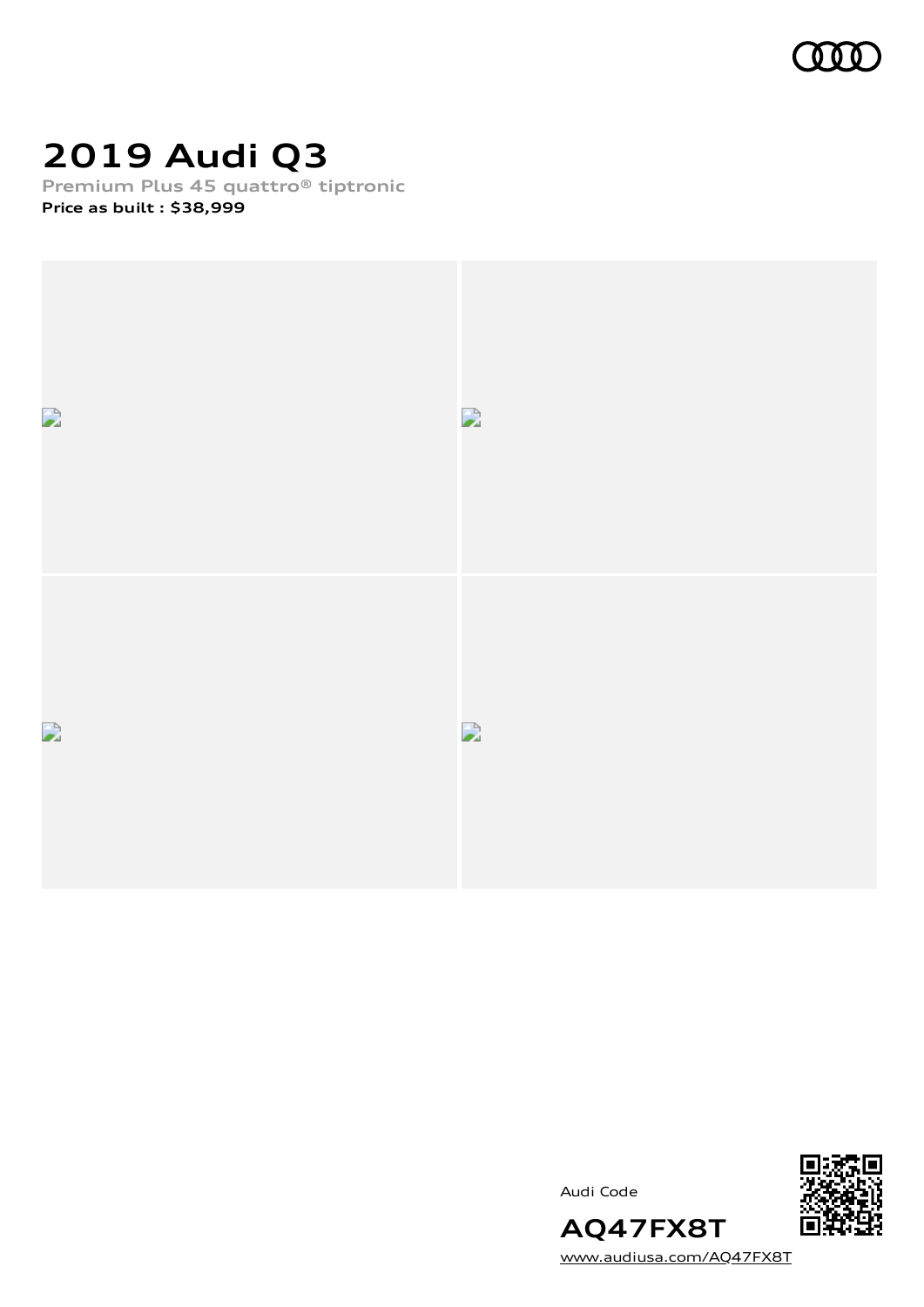# 2019 Audi Q3

**Premium Plus 45 quattro® tiptronic**

**Price as built : $38,999**

Audi Code

**AQ47FX8T**

www.audiusa.com/AQ47FX8T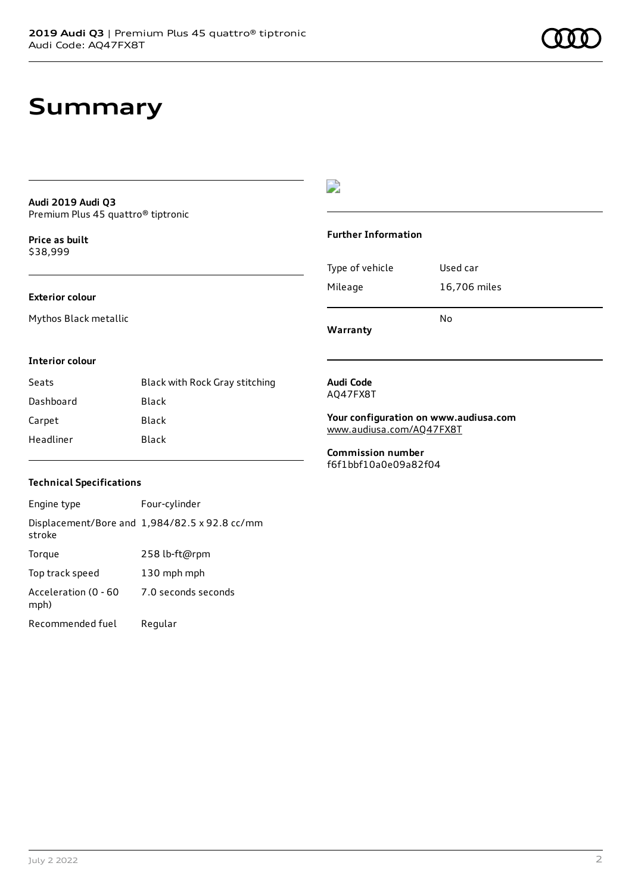# Summary

**Audi 2019 Audi Q3**
Premium Plus 45 quattro® tiptronic

**Price as built**
$38,999

### Exterior colour

Mythos Black metallic

### Interior colour

| Seats | Black with Rock Gray stitching |
| --- | --- |
| Dashboard | Black |
| Carpet | Black |
| Headliner | Black |

### Technical Specifications

| Engine type | Four-cylinder |
| --- | --- |
| Displacement/Bore and stroke | 1,984/82.5 x 92.8 cc/mm |
| Torque | 258 lb-ft@rpm |
| Top track speed | 130 mph mph |
| Acceleration (0 - 60 mph) | 7.0 seconds seconds |
| Recommended fuel | Regular |

### Further Information

| Type of vehicle | Used car |
| --- | --- |
| Mileage | 16,706 miles |
| **Warranty** | No |

**Audi Code**
AQ47FX8T

**Your configuration on www.audiusa.com**
www.audiusa.com/AQ47FX8T

**Commission number**
f6f1bbf10a0e09a82f04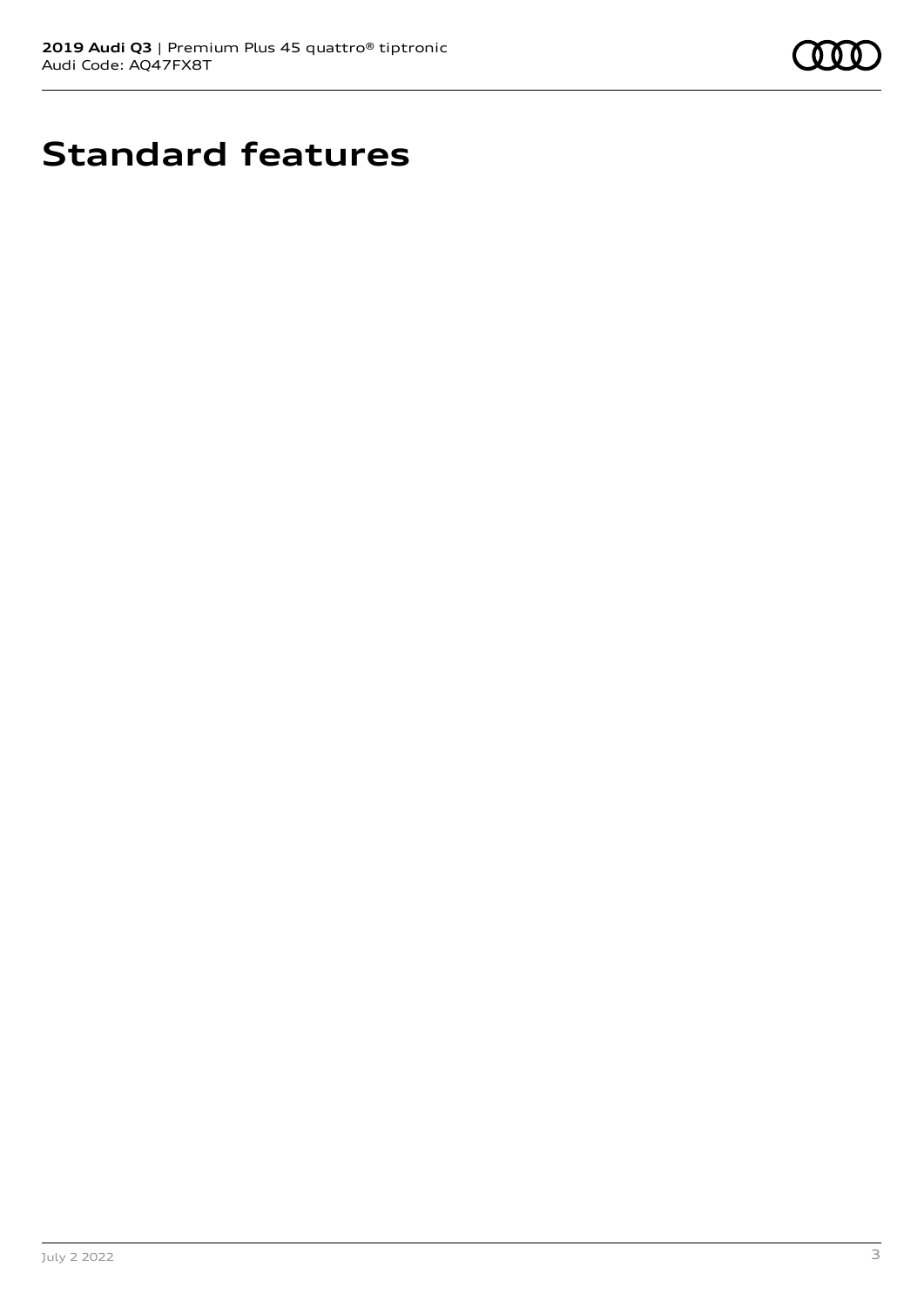# Standard features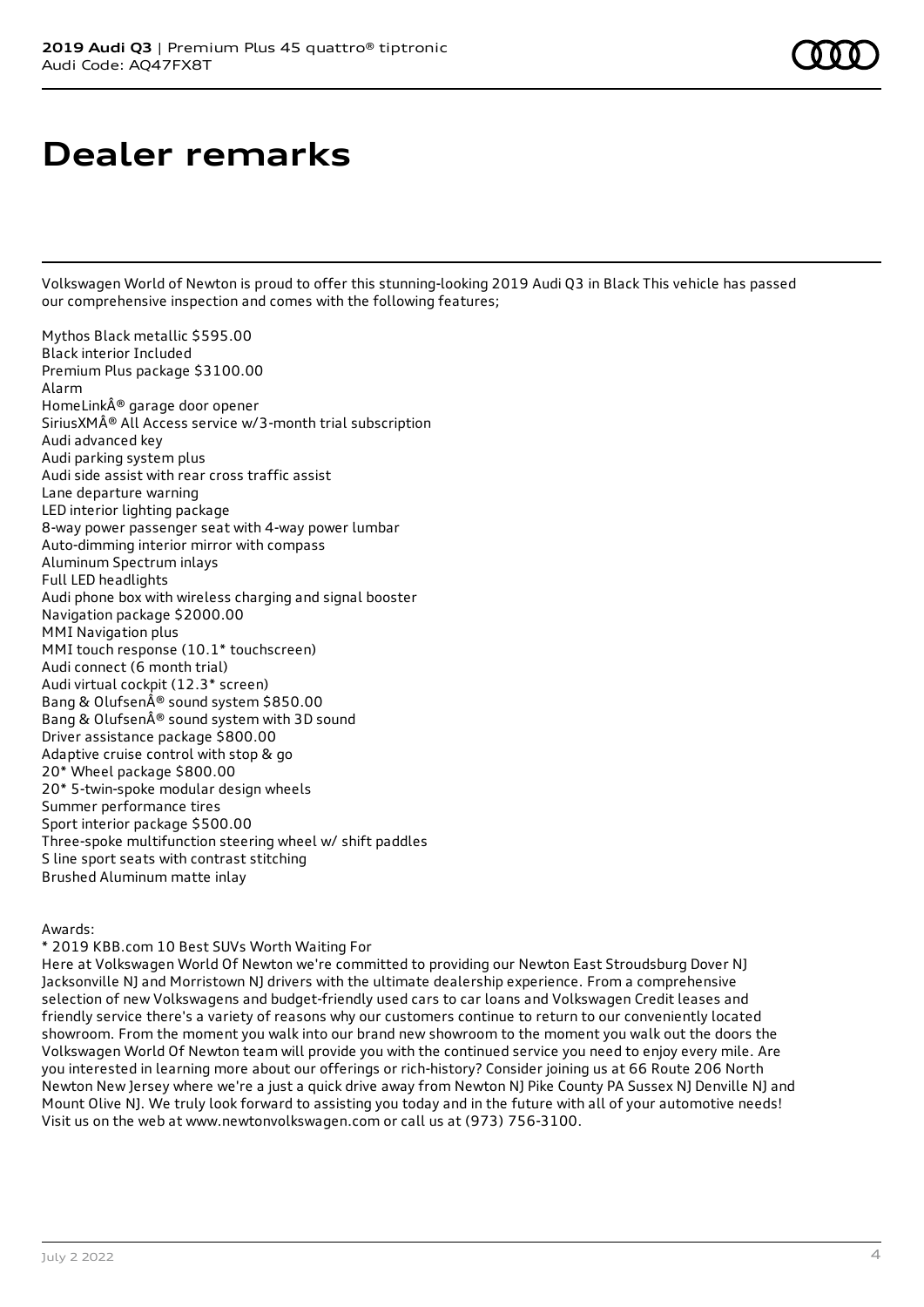# Dealer remarks

Volkswagen World of Newton is proud to offer this stunning-looking 2019 Audi Q3 in Black This vehicle has passed our comprehensive inspection and comes with the following features;

Mythos Black metallic $595.00
Black interior Included
Premium Plus package $3100.00
Alarm
HomeLinkÂ® garage door opener
SiriusXMÂ® All Access service w/3-month trial subscription
Audi advanced key
Audi parking system plus
Audi side assist with rear cross traffic assist
Lane departure warning
LED interior lighting package
8-way power passenger seat with 4-way power lumbar
Auto-dimming interior mirror with compass
Aluminum Spectrum inlays
Full LED headlights
Audi phone box with wireless charging and signal booster
Navigation package $2000.00
MMI Navigation plus
MMI touch response (10.1* touchscreen)
Audi connect (6 month trial)
Audi virtual cockpit (12.3* screen)
Bang & OlufsenÂ® sound system $850.00
Bang & OlufsenÂ® sound system with 3D sound
Driver assistance package $800.00
Adaptive cruise control with stop & go
20* Wheel package $800.00
20* 5-twin-spoke modular design wheels
Summer performance tires
Sport interior package $500.00
Three-spoke multifunction steering wheel w/ shift paddles
S line sport seats with contrast stitching
Brushed Aluminum matte inlay

Awards:
* 2019 KBB.com 10 Best SUVs Worth Waiting For
Here at Volkswagen World Of Newton we're committed to providing our Newton East Stroudsburg Dover NJ Jacksonville NJ and Morristown NJ drivers with the ultimate dealership experience. From a comprehensive selection of new Volkswagens and budget-friendly used cars to car loans and Volkswagen Credit leases and friendly service there's a variety of reasons why our customers continue to return to our conveniently located showroom. From the moment you walk into our brand new showroom to the moment you walk out the doors the Volkswagen World Of Newton team will provide you with the continued service you need to enjoy every mile. Are you interested in learning more about our offerings or rich-history? Consider joining us at 66 Route 206 North Newton New Jersey where we're a just a quick drive away from Newton NJ Pike County PA Sussex NJ Denville NJ and Mount Olive NJ. We truly look forward to assisting you today and in the future with all of your automotive needs! Visit us on the web at www.newtonvolkswagen.com or call us at (973) 756-3100.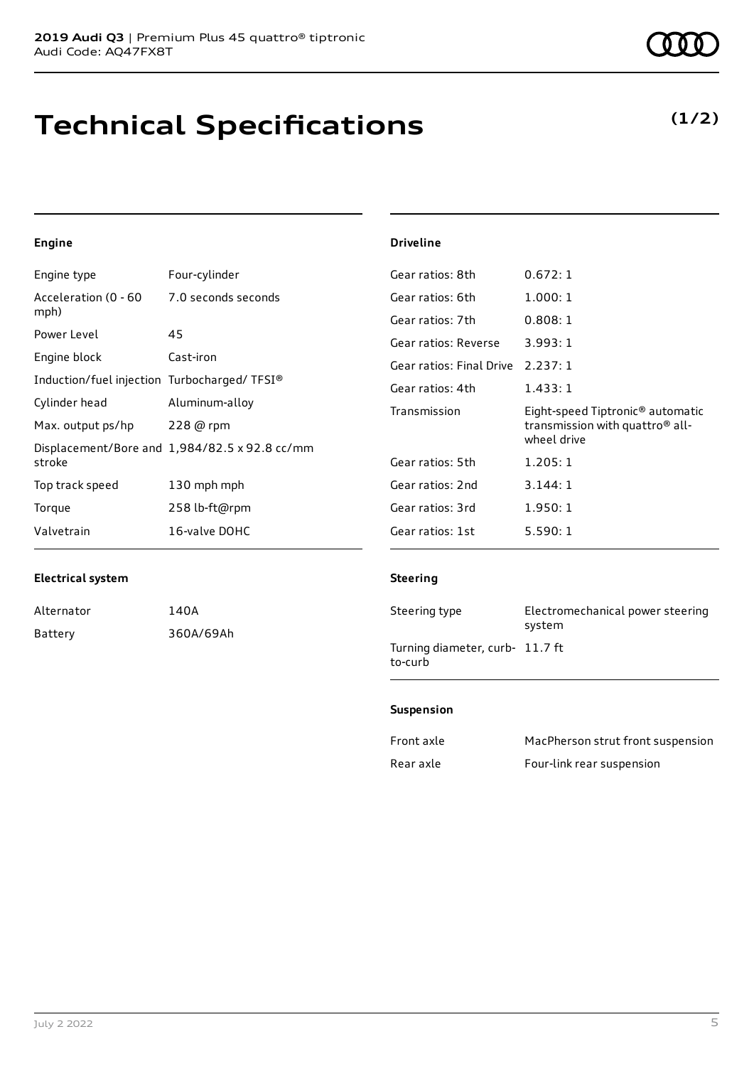# Technical Specifications

**(1/2)**

## Engine

| | |
|---|---|
| Engine type | Four-cylinder |
| Acceleration (0 - 60 mph) | 7.0 seconds seconds |
| Power Level | 45 |
| Engine block | Cast-iron |
| Induction/fuel injection | Turbocharged/ TFSI® |
| Cylinder head | Aluminum-alloy |
| Max. output ps/hp | 228 @ rpm |
| Displacement/Bore and stroke | 1,984/82.5 x 92.8 cc/mm |
| Top track speed | 130 mph mph |
| Torque | 258 lb-ft@rpm |
| Valvetrain | 16-valve DOHC |

## Electrical system

| | |
|---|---|
| Alternator | 140A |
| Battery | 360A/69Ah |

## Driveline

| | |
|---|---|
| Gear ratios: 8th | 0.672: 1 |
| Gear ratios: 6th | 1.000: 1 |
| Gear ratios: 7th | 0.808: 1 |
| Gear ratios: Reverse | 3.993: 1 |
| Gear ratios: Final Drive | 2.237: 1 |
| Gear ratios: 4th | 1.433: 1 |
| Transmission | Eight-speed Tiptronic® automatic transmission with quattro® all-wheel drive |
| Gear ratios: 5th | 1.205: 1 |
| Gear ratios: 2nd | 3.144: 1 |
| Gear ratios: 3rd | 1.950: 1 |
| Gear ratios: 1st | 5.590: 1 |

## Steering

| | |
|---|---|
| Steering type | Electromechanical power steering system |
| Turning diameter, curb-to-curb | 11.7 ft |

## Suspension

| | |
|---|---|
| Front axle | MacPherson strut front suspension |
| Rear axle | Four-link rear suspension |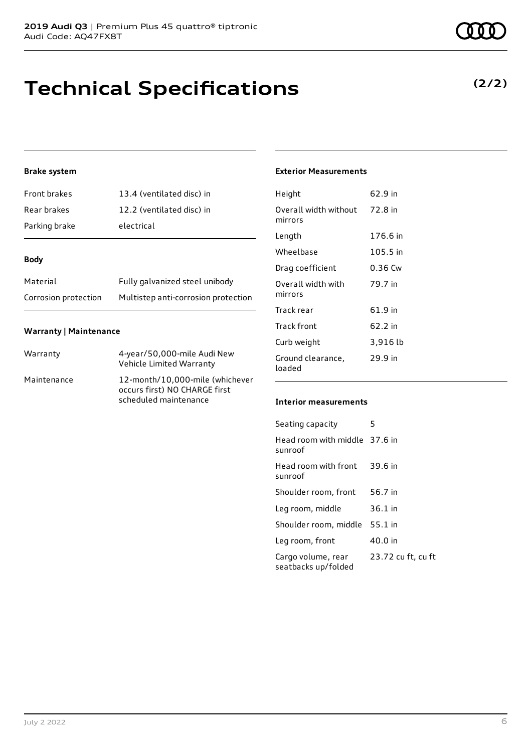# Technical Specifications

**(2/2)**

### Brake system

| | |
|---|---|
| Front brakes | 13.4 (ventilated disc) in |
| Rear brakes | 12.2 (ventilated disc) in |
| Parking brake | electrical |

### Body

| | |
|---|---|
| Material | Fully galvanized steel unibody |
| Corrosion protection | Multistep anti-corrosion protection |

### Warranty | Maintenance

| | |
|---|---|
| Warranty | 4-year/50,000-mile Audi New Vehicle Limited Warranty |
| Maintenance | 12-month/10,000-mile (whichever occurs first) NO CHARGE first scheduled maintenance |

### Exterior Measurements

| | |
|---|---|
| Height | 62.9 in |
| Overall width without mirrors | 72.8 in |
| Length | 176.6 in |
| Wheelbase | 105.5 in |
| Drag coefficient | 0.36 Cw |
| Overall width with mirrors | 79.7 in |
| Track rear | 61.9 in |
| Track front | 62.2 in |
| Curb weight | 3,916 lb |
| Ground clearance, loaded | 29.9 in |

### Interior measurements

| | |
|---|---|
| Seating capacity | 5 |
| Head room with middle sunroof | 37.6 in |
| Head room with front sunroof | 39.6 in |
| Shoulder room, front | 56.7 in |
| Leg room, middle | 36.1 in |
| Shoulder room, middle | 55.1 in |
| Leg room, front | 40.0 in |
| Cargo volume, rear seatbacks up/folded | 23.72 cu ft, cu ft |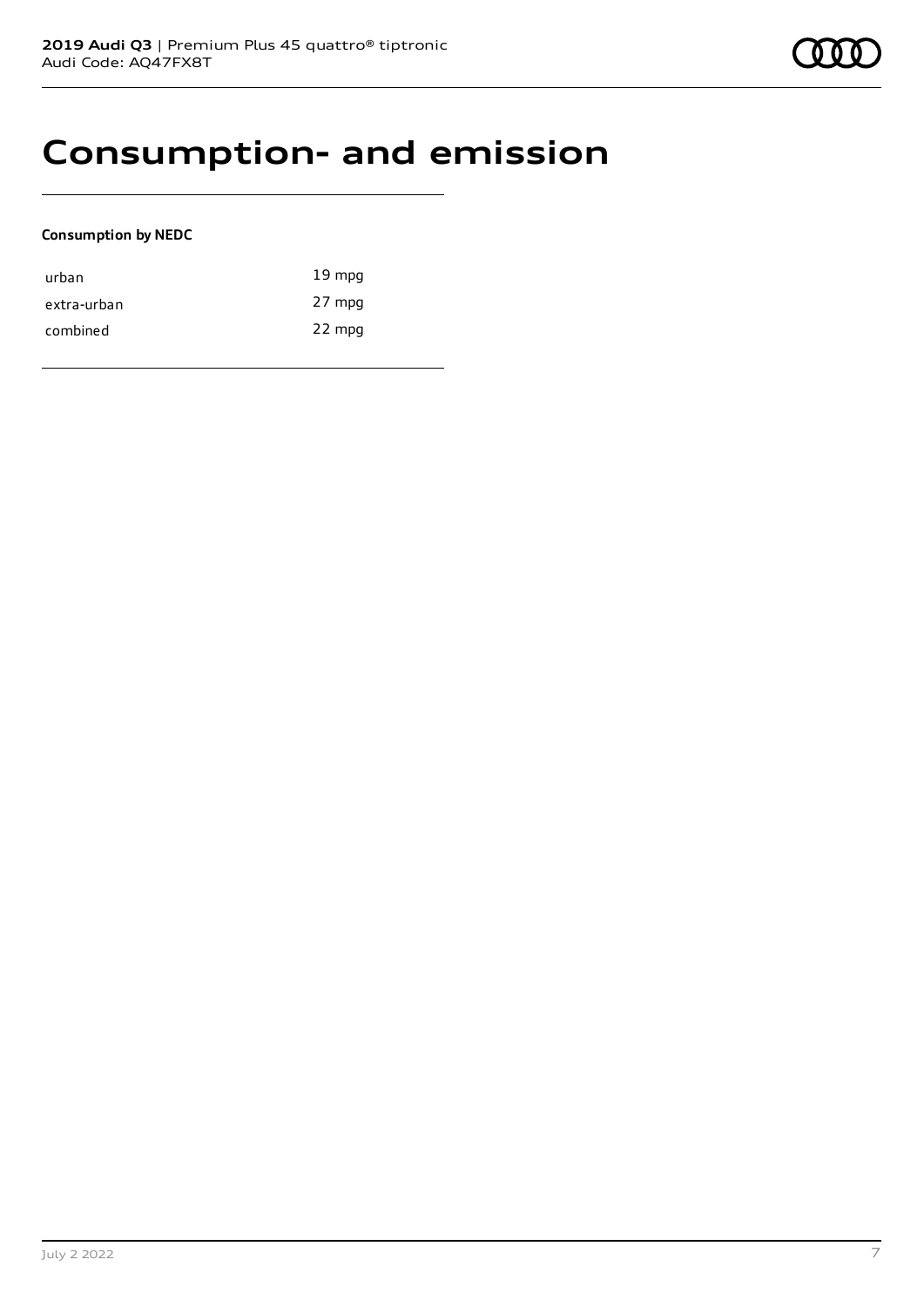# Consumption- and emission

**Consumption by NEDC**

| | |
|---|---|
| urban | 19 mpg |
| extra-urban | 27 mpg |
| combined | 22 mpg |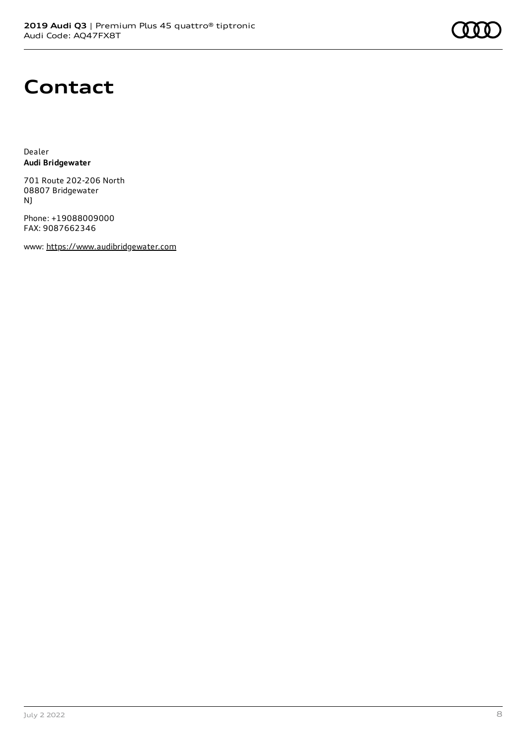# Contact

Dealer
**Audi Bridgewater**

701 Route 202-206 North
08807 Bridgewater
NJ

Phone: +19088009000
FAX: 9087662346

www: https://www.audibridgewater.com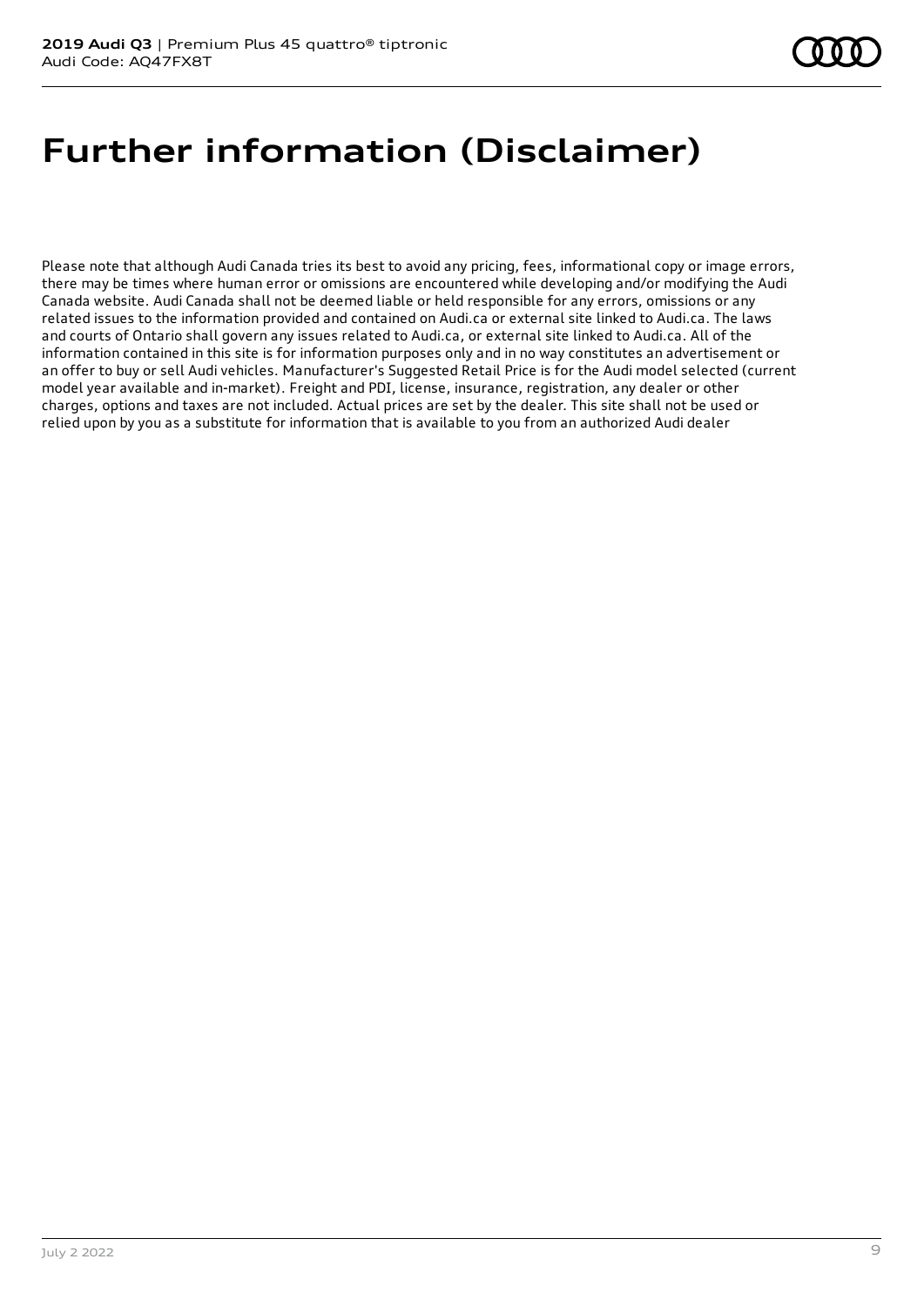# Further information (Disclaimer)

Please note that although Audi Canada tries its best to avoid any pricing, fees, informational copy or image errors, there may be times where human error or omissions are encountered while developing and/or modifying the Audi Canada website. Audi Canada shall not be deemed liable or held responsible for any errors, omissions or any related issues to the information provided and contained on Audi.ca or external site linked to Audi.ca. The laws and courts of Ontario shall govern any issues related to Audi.ca, or external site linked to Audi.ca. All of the information contained in this site is for information purposes only and in no way constitutes an advertisement or an offer to buy or sell Audi vehicles. Manufacturer's Suggested Retail Price is for the Audi model selected (current model year available and in-market). Freight and PDI, license, insurance, registration, any dealer or other charges, options and taxes are not included. Actual prices are set by the dealer. This site shall not be used or relied upon by you as a substitute for information that is available to you from an authorized Audi dealer